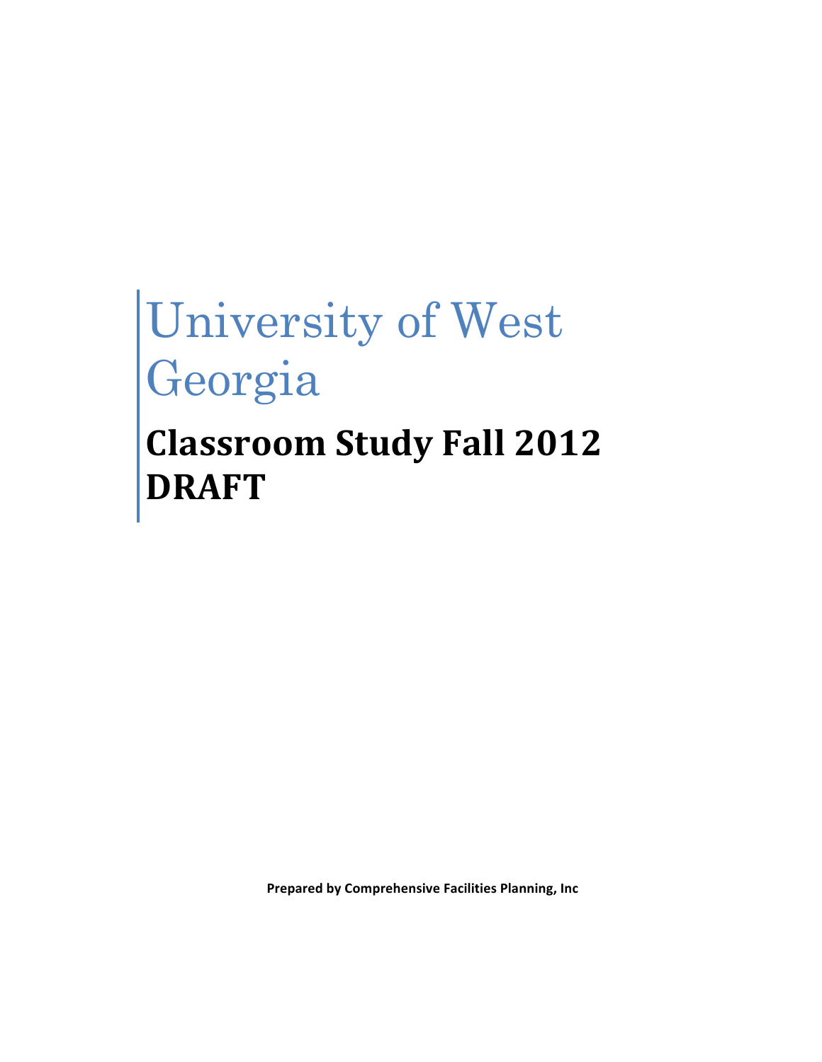# University of West Georgia

## Classroom Study Fall 2012 DRAFT

**Prepared by Comprehensive Facilities Planning, Inc**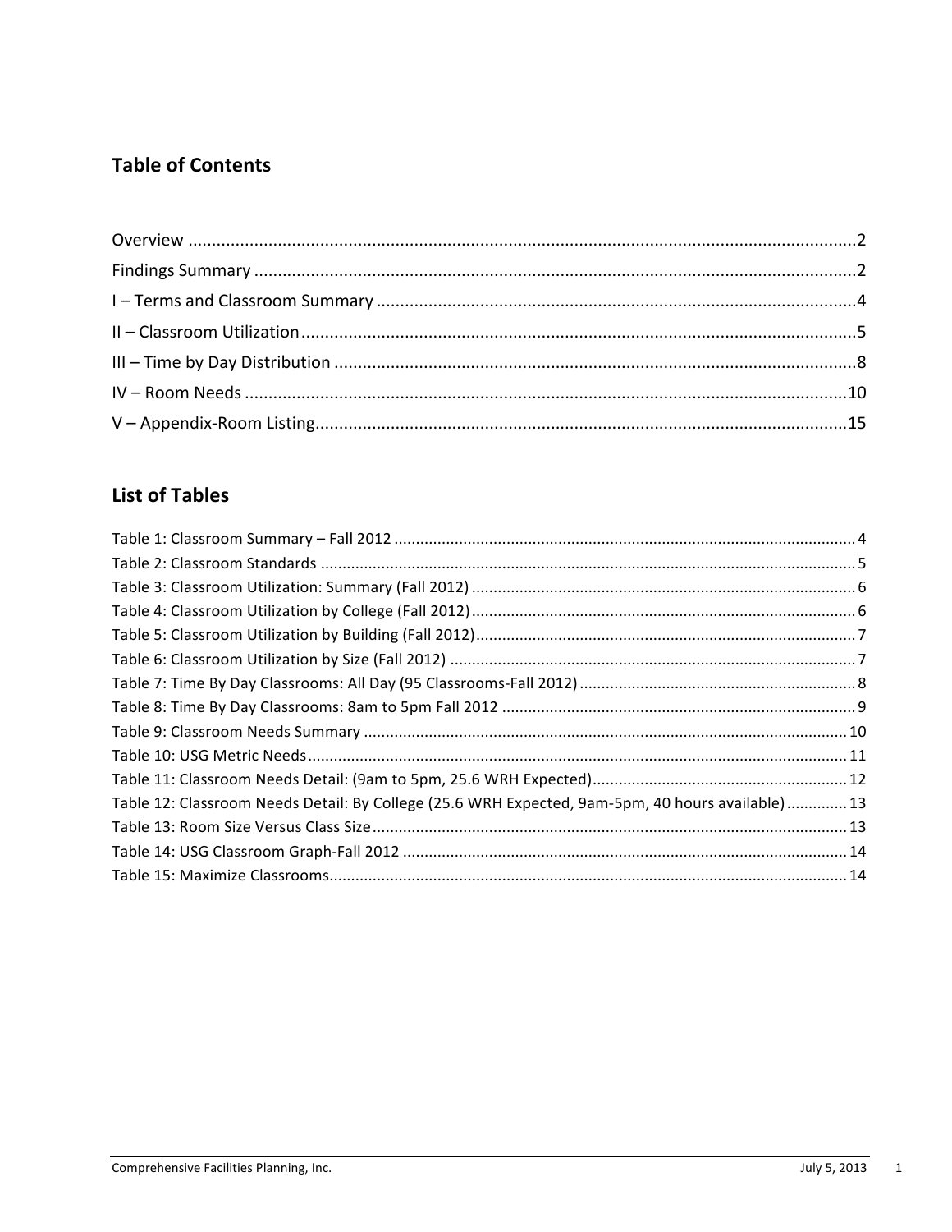## Table of Contents

Overview ..................................................................................................................................2

Findings Summary ....................................................................................................................2

I – Terms and Classroom Summary ..........................................................................................4

II – Classroom Utilization..........................................................................................................5

III – Time by Day Distribution ...................................................................................................8

IV – Room Needs .....................................................................................................................10

V – Appendix-Room Listing......................................................................................................15

## List of Tables

Table 1: Classroom Summary – Fall 2012 ........................................................................................... 4

Table 2: Classroom Standards ............................................................................................................ 5

Table 3: Classroom Utilization: Summary (Fall 2012) ......................................................................... 6

Table 4: Classroom Utilization by College (Fall 2012) ......................................................................... 6

Table 5: Classroom Utilization by Building (Fall 2012)........................................................................ 7

Table 6: Classroom Utilization by Size (Fall 2012) .............................................................................. 7

Table 7: Time By Day Classrooms: All Day (95 Classrooms-Fall 2012) ................................................ 8

Table 8: Time By Day Classrooms: 8am to 5pm Fall 2012 .................................................................. 9

Table 9: Classroom Needs Summary ................................................................................................ 10

Table 10: USG Metric Needs............................................................................................................. 11

Table 11: Classroom Needs Detail: (9am to 5pm, 25.6 WRH Expected)........................................... 12

Table 12: Classroom Needs Detail: By College (25.6 WRH Expected, 9am-5pm, 40 hours available) .............. 13

Table 13: Room Size Versus Class Size.............................................................................................. 13

Table 14: USG Classroom Graph-Fall 2012 ....................................................................................... 14

Table 15: Maximize Classrooms........................................................................................................ 14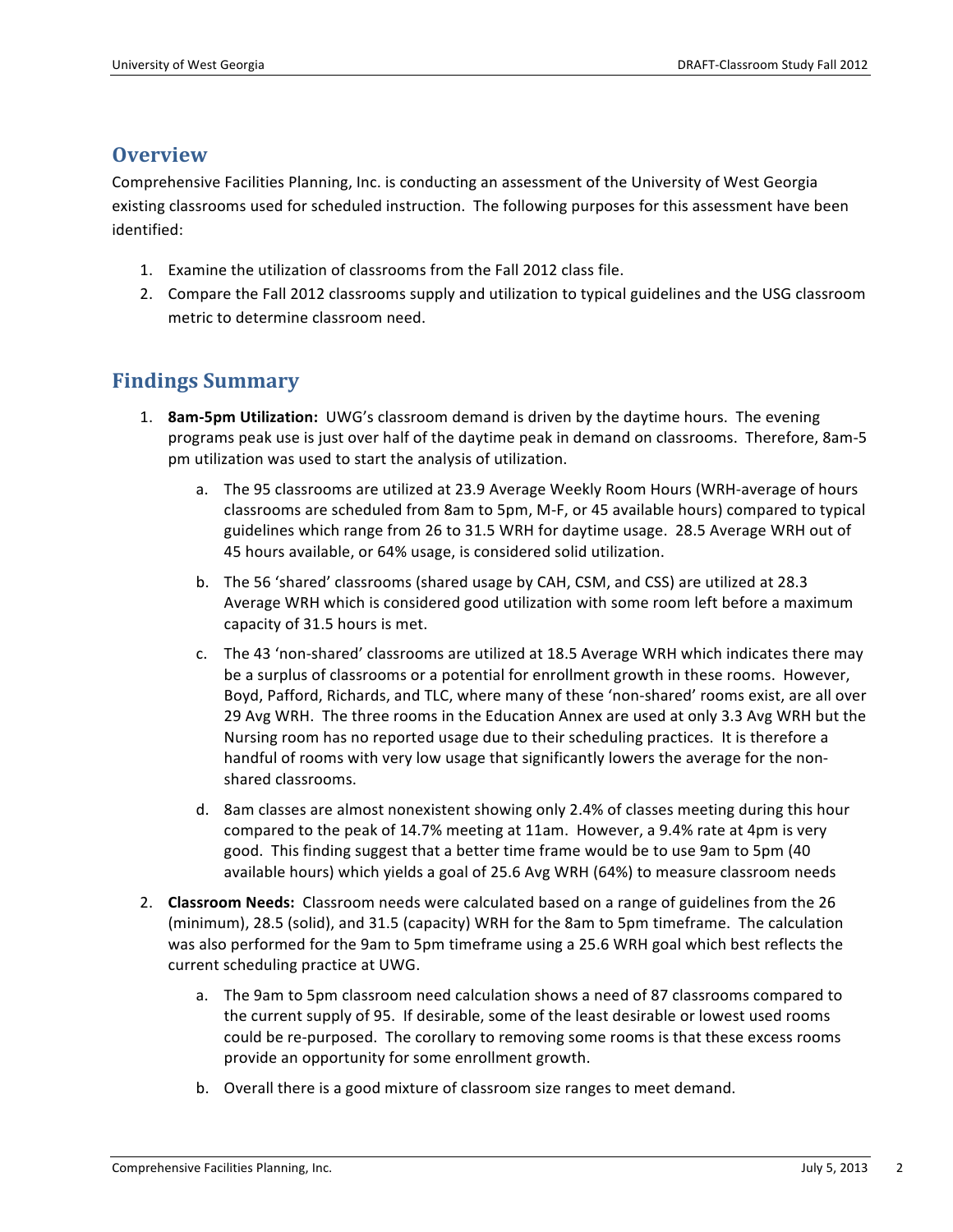## Overview

Comprehensive Facilities Planning, Inc. is conducting an assessment of the University of West Georgia existing classrooms used for scheduled instruction. The following purposes for this assessment have been identified:

1. Examine the utilization of classrooms from the Fall 2012 class file.
2. Compare the Fall 2012 classrooms supply and utilization to typical guidelines and the USG classroom metric to determine classroom need.

## Findings Summary

1. **8am-5pm Utilization:** UWG's classroom demand is driven by the daytime hours. The evening programs peak use is just over half of the daytime peak in demand on classrooms. Therefore, 8am-5 pm utilization was used to start the analysis of utilization.

    a. The 95 classrooms are utilized at 23.9 Average Weekly Room Hours (WRH-average of hours classrooms are scheduled from 8am to 5pm, M-F, or 45 available hours) compared to typical guidelines which range from 26 to 31.5 WRH for daytime usage. 28.5 Average WRH out of 45 hours available, or 64% usage, is considered solid utilization.

    b. The 56 'shared' classrooms (shared usage by CAH, CSM, and CSS) are utilized at 28.3 Average WRH which is considered good utilization with some room left before a maximum capacity of 31.5 hours is met.

    c. The 43 'non-shared' classrooms are utilized at 18.5 Average WRH which indicates there may be a surplus of classrooms or a potential for enrollment growth in these rooms. However, Boyd, Pafford, Richards, and TLC, where many of these 'non-shared' rooms exist, are all over 29 Avg WRH. The three rooms in the Education Annex are used at only 3.3 Avg WRH but the Nursing room has no reported usage due to their scheduling practices. It is therefore a handful of rooms with very low usage that significantly lowers the average for the non-shared classrooms.

    d. 8am classes are almost nonexistent showing only 2.4% of classes meeting during this hour compared to the peak of 14.7% meeting at 11am. However, a 9.4% rate at 4pm is very good. This finding suggest that a better time frame would be to use 9am to 5pm (40 available hours) which yields a goal of 25.6 Avg WRH (64%) to measure classroom needs

2. **Classroom Needs:** Classroom needs were calculated based on a range of guidelines from the 26 (minimum), 28.5 (solid), and 31.5 (capacity) WRH for the 8am to 5pm timeframe. The calculation was also performed for the 9am to 5pm timeframe using a 25.6 WRH goal which best reflects the current scheduling practice at UWG.

    a. The 9am to 5pm classroom need calculation shows a need of 87 classrooms compared to the current supply of 95. If desirable, some of the least desirable or lowest used rooms could be re-purposed. The corollary to removing some rooms is that these excess rooms provide an opportunity for some enrollment growth.

    b. Overall there is a good mixture of classroom size ranges to meet demand.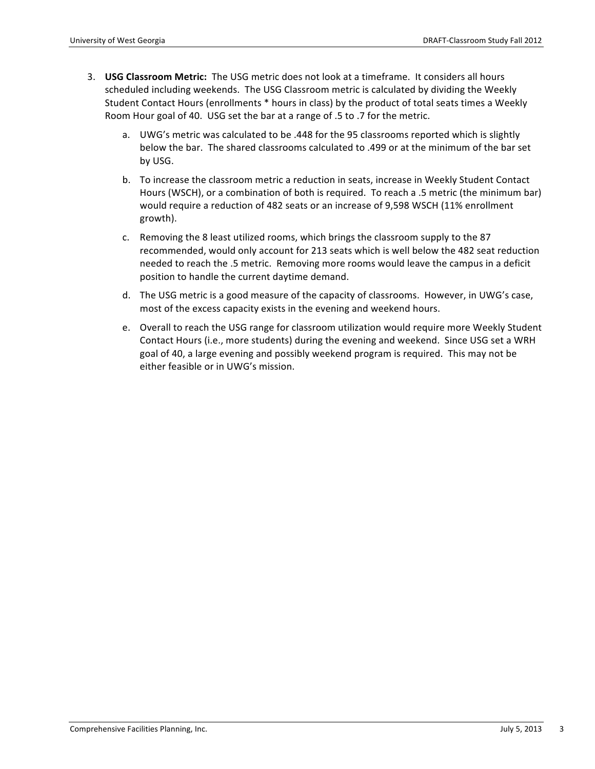3. **USG Classroom Metric:** The USG metric does not look at a timeframe. It considers all hours scheduled including weekends. The USG Classroom metric is calculated by dividing the Weekly Student Contact Hours (enrollments * hours in class) by the product of total seats times a Weekly Room Hour goal of 40. USG set the bar at a range of .5 to .7 for the metric.

   a. UWG's metric was calculated to be .448 for the 95 classrooms reported which is slightly below the bar. The shared classrooms calculated to .499 or at the minimum of the bar set by USG.

   b. To increase the classroom metric a reduction in seats, increase in Weekly Student Contact Hours (WSCH), or a combination of both is required. To reach a .5 metric (the minimum bar) would require a reduction of 482 seats or an increase of 9,598 WSCH (11% enrollment growth).

   c. Removing the 8 least utilized rooms, which brings the classroom supply to the 87 recommended, would only account for 213 seats which is well below the 482 seat reduction needed to reach the .5 metric. Removing more rooms would leave the campus in a deficit position to handle the current daytime demand.

   d. The USG metric is a good measure of the capacity of classrooms. However, in UWG's case, most of the excess capacity exists in the evening and weekend hours.

   e. Overall to reach the USG range for classroom utilization would require more Weekly Student Contact Hours (i.e., more students) during the evening and weekend. Since USG set a WRH goal of 40, a large evening and possibly weekend program is required. This may not be either feasible or in UWG's mission.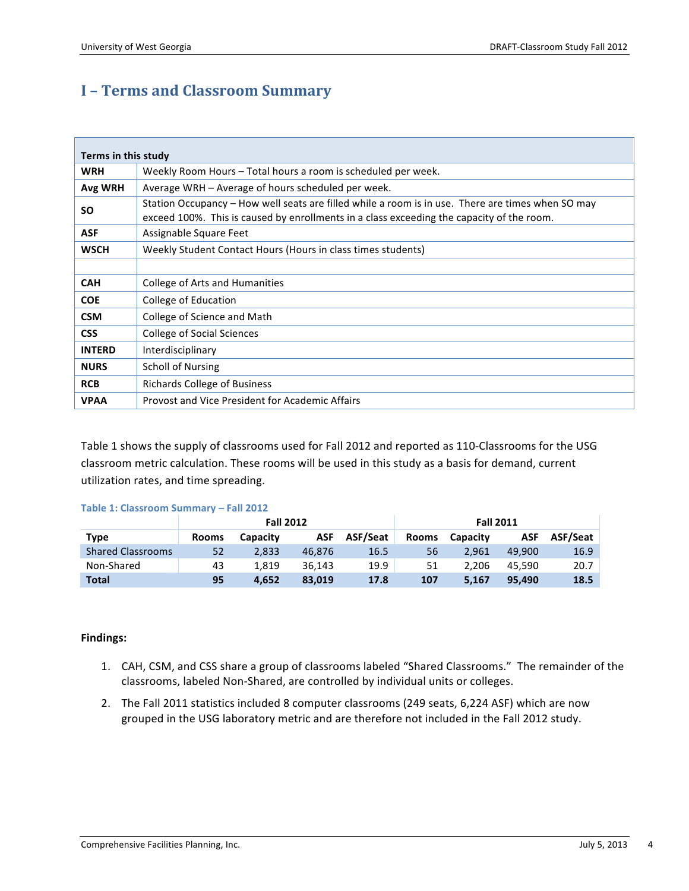# I – Terms and Classroom Summary

| Terms in this study | |
|---|---|
| **WRH** | Weekly Room Hours – Total hours a room is scheduled per week. |
| **Avg WRH** | Average WRH – Average of hours scheduled per week. |
| **SO** | Station Occupancy – How well seats are filled while a room is in use. There are times when SO may exceed 100%. This is caused by enrollments in a class exceeding the capacity of the room. |
| **ASF** | Assignable Square Feet |
| **WSCH** | Weekly Student Contact Hours (Hours in class times students) |
| | |
| **CAH** | College of Arts and Humanities |
| **COE** | College of Education |
| **CSM** | College of Science and Math |
| **CSS** | College of Social Sciences |
| **INTERD** | Interdisciplinary |
| **NURS** | Scholl of Nursing |
| **RCB** | Richards College of Business |
| **VPAA** | Provost and Vice President for Academic Affairs |

Table 1 shows the supply of classrooms used for Fall 2012 and reported as 110-Classrooms for the USG classroom metric calculation. These rooms will be used in this study as a basis for demand, current utilization rates, and time spreading.

**Table 1: Classroom Summary – Fall 2012**

| | Fall 2012 | | | | Fall 2011 | | | |
|---|---|---|---|---|---|---|---|---|
| **Type** | **Rooms** | **Capacity** | **ASF** | **ASF/Seat** | **Rooms** | **Capacity** | **ASF** | **ASF/Seat** |
| Shared Classrooms | 52 | 2,833 | 46,876 | 16.5 | 56 | 2,961 | 49,900 | 16.9 |
| Non-Shared | 43 | 1,819 | 36,143 | 19.9 | 51 | 2,206 | 45,590 | 20.7 |
| **Total** | **95** | **4,652** | **83,019** | **17.8** | **107** | **5,167** | **95,490** | **18.5** |

**Findings:**

1. CAH, CSM, and CSS share a group of classrooms labeled "Shared Classrooms." The remainder of the classrooms, labeled Non-Shared, are controlled by individual units or colleges.
2. The Fall 2011 statistics included 8 computer classrooms (249 seats, 6,224 ASF) which are now grouped in the USG laboratory metric and are therefore not included in the Fall 2012 study.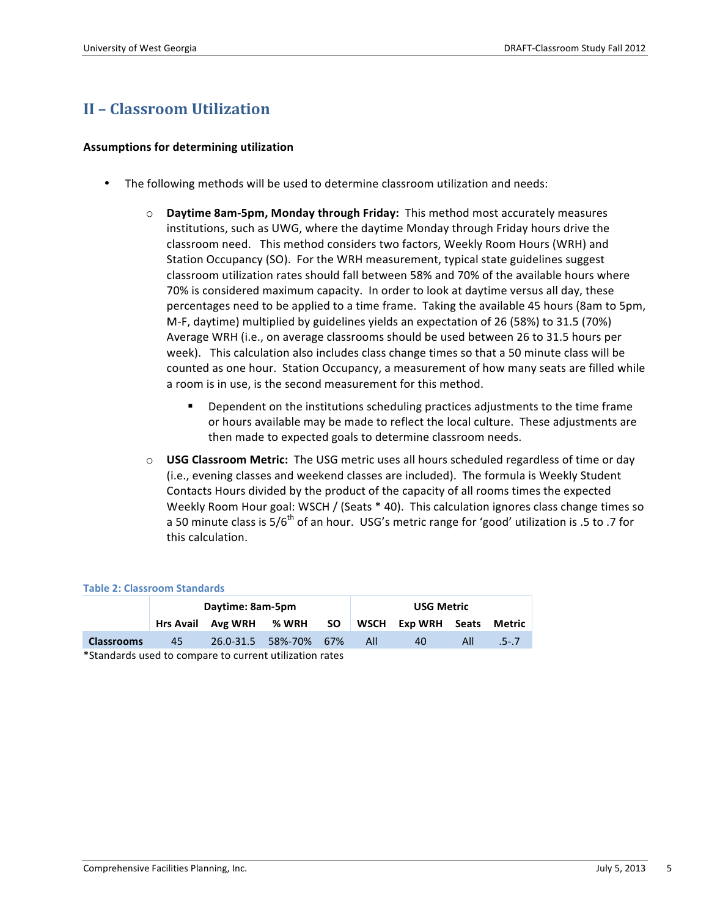## II – Classroom Utilization

**Assumptions for determining utilization**

- The following methods will be used to determine classroom utilization and needs:
  - **Daytime 8am-5pm, Monday through Friday:** This method most accurately measures institutions, such as UWG, where the daytime Monday through Friday hours drive the classroom need. This method considers two factors, Weekly Room Hours (WRH) and Station Occupancy (SO). For the WRH measurement, typical state guidelines suggest classroom utilization rates should fall between 58% and 70% of the available hours where 70% is considered maximum capacity. In order to look at daytime versus all day, these percentages need to be applied to a time frame. Taking the available 45 hours (8am to 5pm, M-F, daytime) multiplied by guidelines yields an expectation of 26 (58%) to 31.5 (70%) Average WRH (i.e., on average classrooms should be used between 26 to 31.5 hours per week). This calculation also includes class change times so that a 50 minute class will be counted as one hour. Station Occupancy, a measurement of how many seats are filled while a room is in use, is the second measurement for this method.
    - Dependent on the institutions scheduling practices adjustments to the time frame or hours available may be made to reflect the local culture. These adjustments are then made to expected goals to determine classroom needs.
  - **USG Classroom Metric:** The USG metric uses all hours scheduled regardless of time or day (i.e., evening classes and weekend classes are included). The formula is Weekly Student Contacts Hours divided by the product of the capacity of all rooms times the expected Weekly Room Hour goal: WSCH / (Seats * 40). This calculation ignores class change times so a 50 minute class is $5/6^{th}$ of an hour. USG's metric range for 'good' utilization is .5 to .7 for this calculation.

**Table 2: Classroom Standards**

| | Daytime: 8am-5pm | | | | USG Metric | | | |
|---|---|---|---|---|---|---|---|---|
| | **Hrs Avail** | **Avg WRH** | **% WRH** | **SO** | **WSCH** | **Exp WRH** | **Seats** | **Metric** |
| **Classrooms** | 45 | 26.0-31.5 | 58%-70% | 67% | All | 40 | All | .5-.7 |

*Standards used to compare to current utilization rates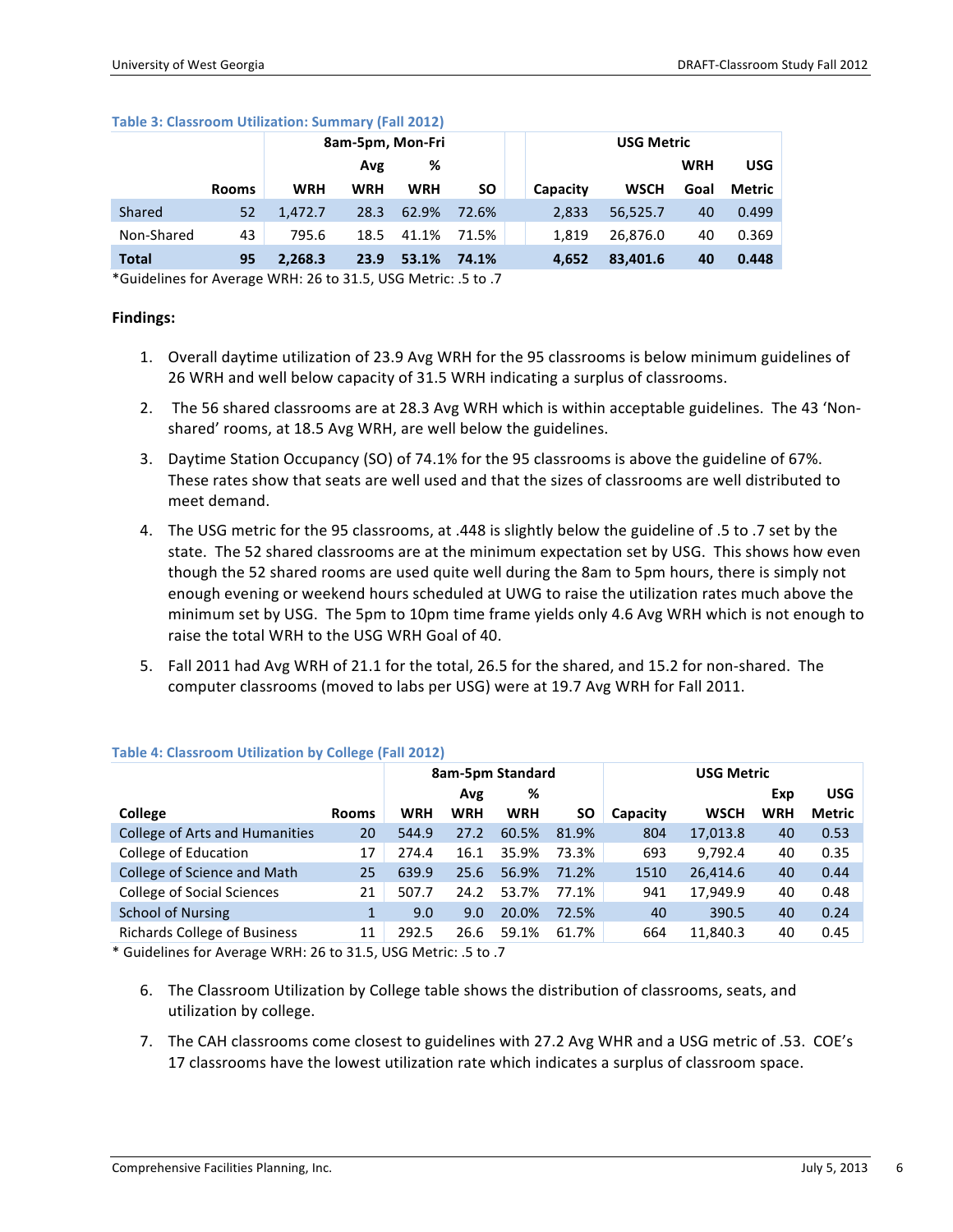**Table 3: Classroom Utilization: Summary (Fall 2012)**

| | | 8am-5pm, Mon-Fri | | | | USG Metric | | | |
|---|---|---|---|---|---|---|---|---|---|
| | | | Avg | % | | | | WRH | USG |
| | Rooms | WRH | WRH | WRH | SO | Capacity | WSCH | Goal | Metric |
| Shared | 52 | 1,472.7 | 28.3 | 62.9% | 72.6% | 2,833 | 56,525.7 | 40 | 0.499 |
| Non-Shared | 43 | 795.6 | 18.5 | 41.1% | 71.5% | 1,819 | 26,876.0 | 40 | 0.369 |
| **Total** | **95** | **2,268.3** | **23.9** | **53.1%** | **74.1%** | **4,652** | **83,401.6** | **40** | **0.448** |

*Guidelines for Average WRH: 26 to 31.5, USG Metric: .5 to .7

**Findings:**

1. Overall daytime utilization of 23.9 Avg WRH for the 95 classrooms is below minimum guidelines of 26 WRH and well below capacity of 31.5 WRH indicating a surplus of classrooms.

2. The 56 shared classrooms are at 28.3 Avg WRH which is within acceptable guidelines. The 43 'Non-shared' rooms, at 18.5 Avg WRH, are well below the guidelines.

3. Daytime Station Occupancy (SO) of 74.1% for the 95 classrooms is above the guideline of 67%. These rates show that seats are well used and that the sizes of classrooms are well distributed to meet demand.

4. The USG metric for the 95 classrooms, at .448 is slightly below the guideline of .5 to .7 set by the state. The 52 shared classrooms are at the minimum expectation set by USG. This shows how even though the 52 shared rooms are used quite well during the 8am to 5pm hours, there is simply not enough evening or weekend hours scheduled at UWG to raise the utilization rates much above the minimum set by USG. The 5pm to 10pm time frame yields only 4.6 Avg WRH which is not enough to raise the total WRH to the USG WRH Goal of 40.

5. Fall 2011 had Avg WRH of 21.1 for the total, 26.5 for the shared, and 15.2 for non-shared. The computer classrooms (moved to labs per USG) were at 19.7 Avg WRH for Fall 2011.

**Table 4: Classroom Utilization by College (Fall 2012)**

| | | 8am-5pm Standard | | | | USG Metric | | | |
|---|---|---|---|---|---|---|---|---|---|
| | | | Avg | % | | | | Exp | USG |
| College | Rooms | WRH | WRH | WRH | SO | Capacity | WSCH | WRH | Metric |
| College of Arts and Humanities | 20 | 544.9 | 27.2 | 60.5% | 81.9% | 804 | 17,013.8 | 40 | 0.53 |
| College of Education | 17 | 274.4 | 16.1 | 35.9% | 73.3% | 693 | 9,792.4 | 40 | 0.35 |
| College of Science and Math | 25 | 639.9 | 25.6 | 56.9% | 71.2% | 1510 | 26,414.6 | 40 | 0.44 |
| College of Social Sciences | 21 | 507.7 | 24.2 | 53.7% | 77.1% | 941 | 17,949.9 | 40 | 0.48 |
| School of Nursing | 1 | 9.0 | 9.0 | 20.0% | 72.5% | 40 | 390.5 | 40 | 0.24 |
| Richards College of Business | 11 | 292.5 | 26.6 | 59.1% | 61.7% | 664 | 11,840.3 | 40 | 0.45 |

* Guidelines for Average WRH: 26 to 31.5, USG Metric: .5 to .7

6. The Classroom Utilization by College table shows the distribution of classrooms, seats, and utilization by college.

7. The CAH classrooms come closest to guidelines with 27.2 Avg WHR and a USG metric of .53. COE's 17 classrooms have the lowest utilization rate which indicates a surplus of classroom space.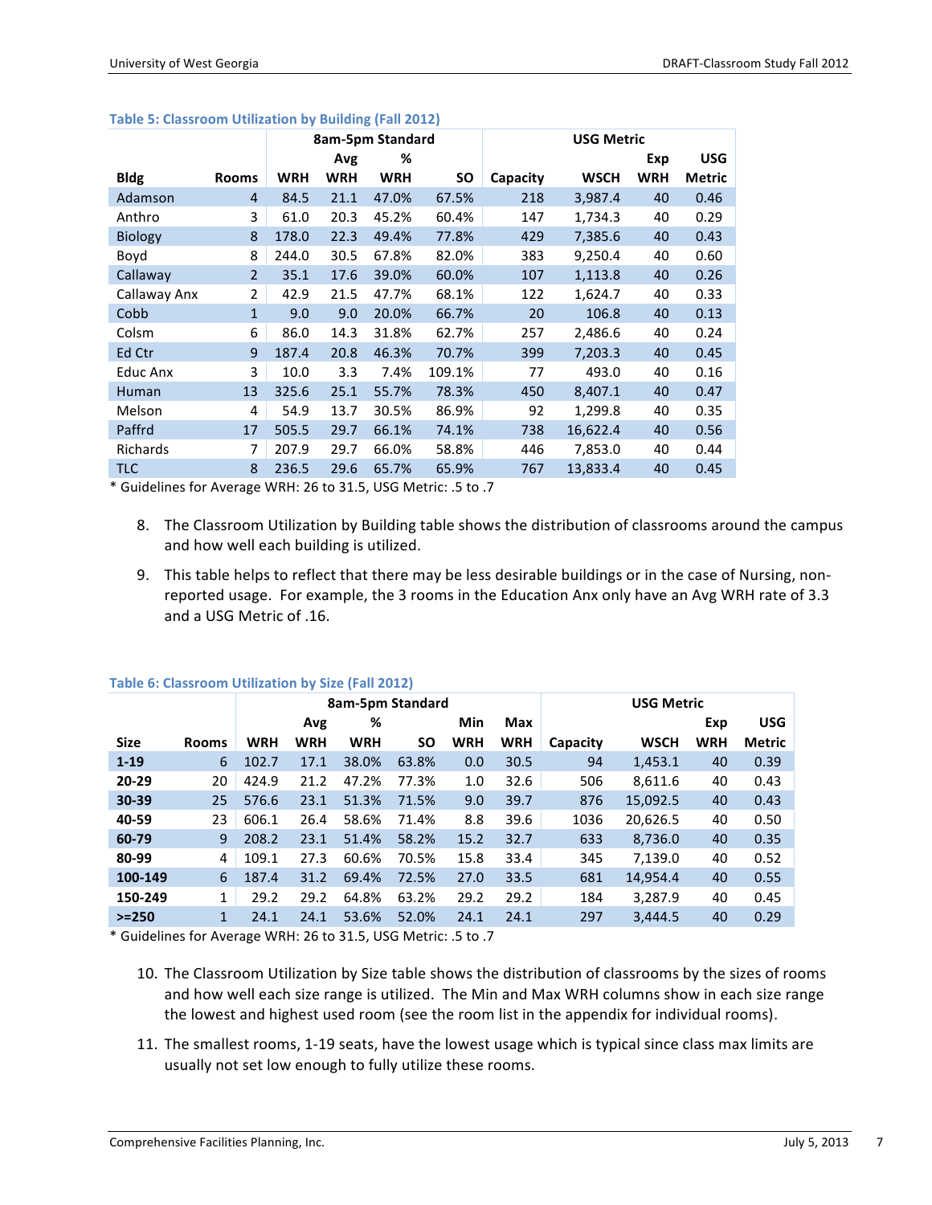**Table 5: Classroom Utilization by Building (Fall 2012)**

| | | 8am-5pm Standard | | | | USG Metric | | | |
|---|---|---|---|---|---|---|---|---|---|
| | | | Avg | % | | | | Exp | USG |
| Bldg | Rooms | WRH | WRH | WRH | SO | Capacity | WSCH | WRH | Metric |
| Adamson | 4 | 84.5 | 21.1 | 47.0% | 67.5% | 218 | 3,987.4 | 40 | 0.46 |
| Anthro | 3 | 61.0 | 20.3 | 45.2% | 60.4% | 147 | 1,734.3 | 40 | 0.29 |
| Biology | 8 | 178.0 | 22.3 | 49.4% | 77.8% | 429 | 7,385.6 | 40 | 0.43 |
| Boyd | 8 | 244.0 | 30.5 | 67.8% | 82.0% | 383 | 9,250.4 | 40 | 0.60 |
| Callaway | 2 | 35.1 | 17.6 | 39.0% | 60.0% | 107 | 1,113.8 | 40 | 0.26 |
| Callaway Anx | 2 | 42.9 | 21.5 | 47.7% | 68.1% | 122 | 1,624.7 | 40 | 0.33 |
| Cobb | 1 | 9.0 | 9.0 | 20.0% | 66.7% | 20 | 106.8 | 40 | 0.13 |
| Colsm | 6 | 86.0 | 14.3 | 31.8% | 62.7% | 257 | 2,486.6 | 40 | 0.24 |
| Ed Ctr | 9 | 187.4 | 20.8 | 46.3% | 70.7% | 399 | 7,203.3 | 40 | 0.45 |
| Educ Anx | 3 | 10.0 | 3.3 | 7.4% | 109.1% | 77 | 493.0 | 40 | 0.16 |
| Human | 13 | 325.6 | 25.1 | 55.7% | 78.3% | 450 | 8,407.1 | 40 | 0.47 |
| Melson | 4 | 54.9 | 13.7 | 30.5% | 86.9% | 92 | 1,299.8 | 40 | 0.35 |
| Paffrd | 17 | 505.5 | 29.7 | 66.1% | 74.1% | 738 | 16,622.4 | 40 | 0.56 |
| Richards | 7 | 207.9 | 29.7 | 66.0% | 58.8% | 446 | 7,853.0 | 40 | 0.44 |
| TLC | 8 | 236.5 | 29.6 | 65.7% | 65.9% | 767 | 13,833.4 | 40 | 0.45 |

* Guidelines for Average WRH: 26 to 31.5, USG Metric: .5 to .7

8. The Classroom Utilization by Building table shows the distribution of classrooms around the campus and how well each building is utilized.

9. This table helps to reflect that there may be less desirable buildings or in the case of Nursing, non-reported usage. For example, the 3 rooms in the Education Anx only have an Avg WRH rate of 3.3 and a USG Metric of .16.

**Table 6: Classroom Utilization by Size (Fall 2012)**

| | | 8am-5pm Standard | | | | | | USG Metric | | | |
|---|---|---|---|---|---|---|---|---|---|---|---|
| | | | Avg | % | | Min | Max | | | Exp | USG |
| Size | Rooms | WRH | WRH | WRH | SO | WRH | WRH | Capacity | WSCH | WRH | Metric |
| **1-19** | 6 | 102.7 | 17.1 | 38.0% | 63.8% | 0.0 | 30.5 | 94 | 1,453.1 | 40 | 0.39 |
| **20-29** | 20 | 424.9 | 21.2 | 47.2% | 77.3% | 1.0 | 32.6 | 506 | 8,611.6 | 40 | 0.43 |
| **30-39** | 25 | 576.6 | 23.1 | 51.3% | 71.5% | 9.0 | 39.7 | 876 | 15,092.5 | 40 | 0.43 |
| **40-59** | 23 | 606.1 | 26.4 | 58.6% | 71.4% | 8.8 | 39.6 | 1036 | 20,626.5 | 40 | 0.50 |
| **60-79** | 9 | 208.2 | 23.1 | 51.4% | 58.2% | 15.2 | 32.7 | 633 | 8,736.0 | 40 | 0.35 |
| **80-99** | 4 | 109.1 | 27.3 | 60.6% | 70.5% | 15.8 | 33.4 | 345 | 7,139.0 | 40 | 0.52 |
| **100-149** | 6 | 187.4 | 31.2 | 69.4% | 72.5% | 27.0 | 33.5 | 681 | 14,954.4 | 40 | 0.55 |
| **150-249** | 1 | 29.2 | 29.2 | 64.8% | 63.2% | 29.2 | 29.2 | 184 | 3,287.9 | 40 | 0.45 |
| **>=250** | 1 | 24.1 | 24.1 | 53.6% | 52.0% | 24.1 | 24.1 | 297 | 3,444.5 | 40 | 0.29 |

* Guidelines for Average WRH: 26 to 31.5, USG Metric: .5 to .7

10. The Classroom Utilization by Size table shows the distribution of classrooms by the sizes of rooms and how well each size range is utilized. The Min and Max WRH columns show in each size range the lowest and highest used room (see the room list in the appendix for individual rooms).

11. The smallest rooms, 1-19 seats, have the lowest usage which is typical since class max limits are usually not set low enough to fully utilize these rooms.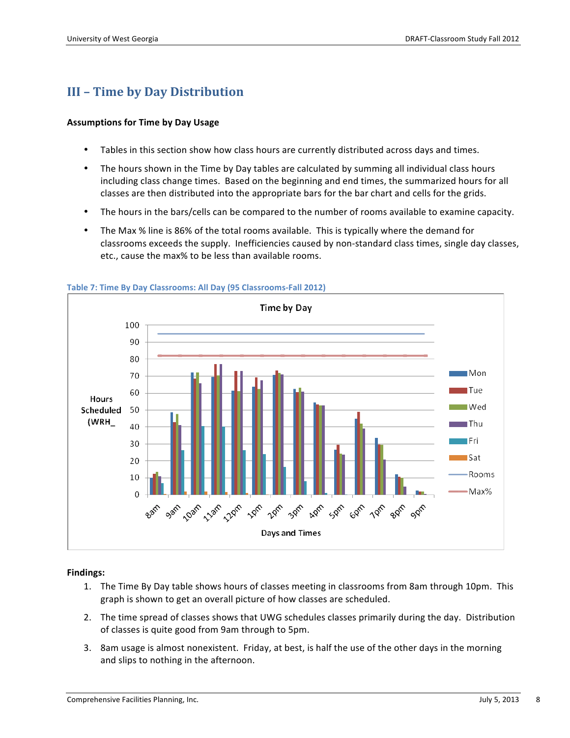## III – Time by Day Distribution

**Assumptions for Time by Day Usage**

- Tables in this section show how class hours are currently distributed across days and times.
- The hours shown in the Time by Day tables are calculated by summing all individual class hours including class change times. Based on the beginning and end times, the summarized hours for all classes are then distributed into the appropriate bars for the bar chart and cells for the grids.
- The hours in the bars/cells can be compared to the number of rooms available to examine capacity.
- The Max % line is 86% of the total rooms available. This is typically where the demand for classrooms exceeds the supply. Inefficiencies caused by non-standard class times, single day classes, etc., cause the max% to be less than available rooms.

**Table 7: Time By Day Classrooms: All Day (95 Classrooms-Fall 2012)**

Time by Day

Hours Scheduled (WRH_

Days and Times

Legend: Mon, Tue, Wed, Thu, Fri, Sat, Rooms, Max%

8am, 9am, 10am, 11am, 12pm, 1pm, 2pm, 3pm, 4pm, 5pm, 6pm, 7pm, 8pm, 9pm

**Findings:**

1. The Time By Day table shows hours of classes meeting in classrooms from 8am through 10pm. This graph is shown to get an overall picture of how classes are scheduled.
2. The time spread of classes shows that UWG schedules classes primarily during the day. Distribution of classes is quite good from 9am through to 5pm.
3. 8am usage is almost nonexistent. Friday, at best, is half the use of the other days in the morning and slips to nothing in the afternoon.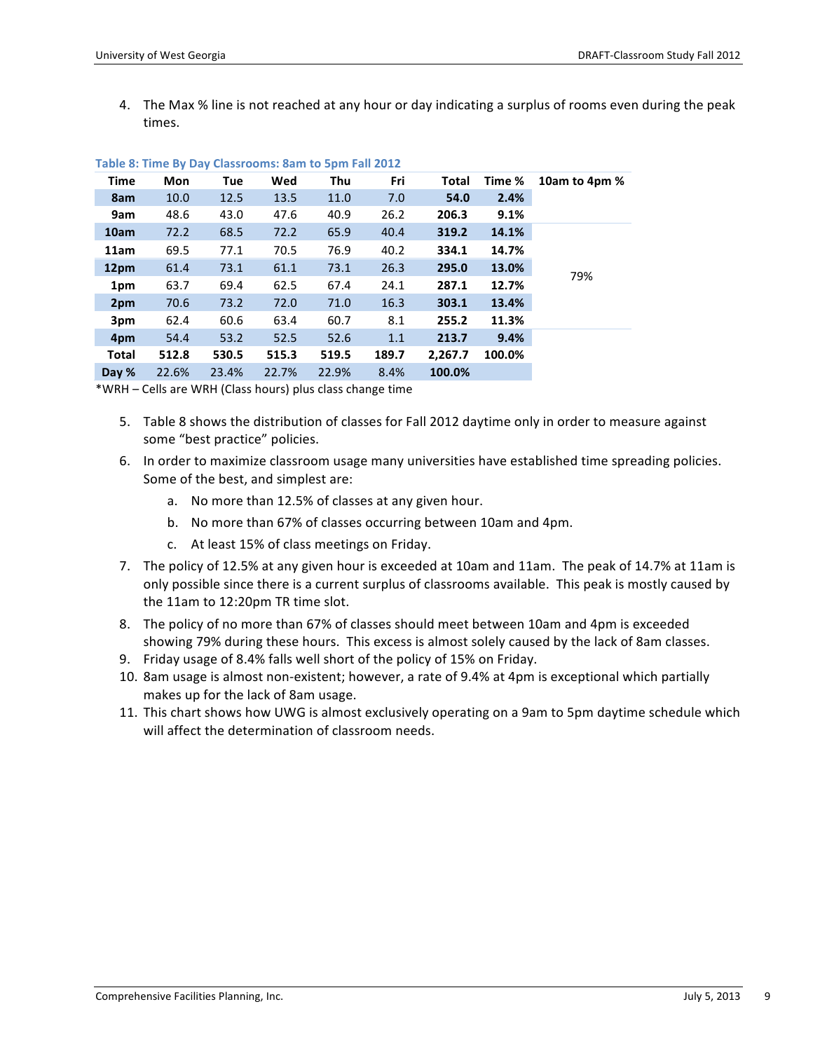4. The Max % line is not reached at any hour or day indicating a surplus of rooms even during the peak times.

**Table 8: Time By Day Classrooms: 8am to 5pm Fall 2012**

| Time | Mon | Tue | Wed | Thu | Fri | Total | Time % | 10am to 4pm % |
|---|---|---|---|---|---|---|---|---|
| **8am** | 10.0 | 12.5 | 13.5 | 11.0 | 7.0 | **54.0** | **2.4%** | |
| **9am** | 48.6 | 43.0 | 47.6 | 40.9 | 26.2 | **206.3** | **9.1%** | |
| **10am** | 72.2 | 68.5 | 72.2 | 65.9 | 40.4 | **319.2** | **14.1%** | |
| **11am** | 69.5 | 77.1 | 70.5 | 76.9 | 40.2 | **334.1** | **14.7%** | |
| **12pm** | 61.4 | 73.1 | 61.1 | 73.1 | 26.3 | **295.0** | **13.0%** | 79% |
| **1pm** | 63.7 | 69.4 | 62.5 | 67.4 | 24.1 | **287.1** | **12.7%** | |
| **2pm** | 70.6 | 73.2 | 72.0 | 71.0 | 16.3 | **303.1** | **13.4%** | |
| **3pm** | 62.4 | 60.6 | 63.4 | 60.7 | 8.1 | **255.2** | **11.3%** | |
| **4pm** | 54.4 | 53.2 | 52.5 | 52.6 | 1.1 | **213.7** | **9.4%** | |
| **Total** | **512.8** | **530.5** | **515.3** | **519.5** | **189.7** | **2,267.7** | **100.0%** | |
| **Day %** | 22.6% | 23.4% | 22.7% | 22.9% | 8.4% | **100.0%** | | |

*WRH – Cells are WRH (Class hours) plus class change time

5. Table 8 shows the distribution of classes for Fall 2012 daytime only in order to measure against some "best practice" policies.
6. In order to maximize classroom usage many universities have established time spreading policies. Some of the best, and simplest are:
   a. No more than 12.5% of classes at any given hour.
   b. No more than 67% of classes occurring between 10am and 4pm.
   c. At least 15% of class meetings on Friday.
7. The policy of 12.5% at any given hour is exceeded at 10am and 11am. The peak of 14.7% at 11am is only possible since there is a current surplus of classrooms available. This peak is mostly caused by the 11am to 12:20pm TR time slot.
8. The policy of no more than 67% of classes should meet between 10am and 4pm is exceeded showing 79% during these hours. This excess is almost solely caused by the lack of 8am classes.
9. Friday usage of 8.4% falls well short of the policy of 15% on Friday.
10. 8am usage is almost non-existent; however, a rate of 9.4% at 4pm is exceptional which partially makes up for the lack of 8am usage.
11. This chart shows how UWG is almost exclusively operating on a 9am to 5pm daytime schedule which will affect the determination of classroom needs.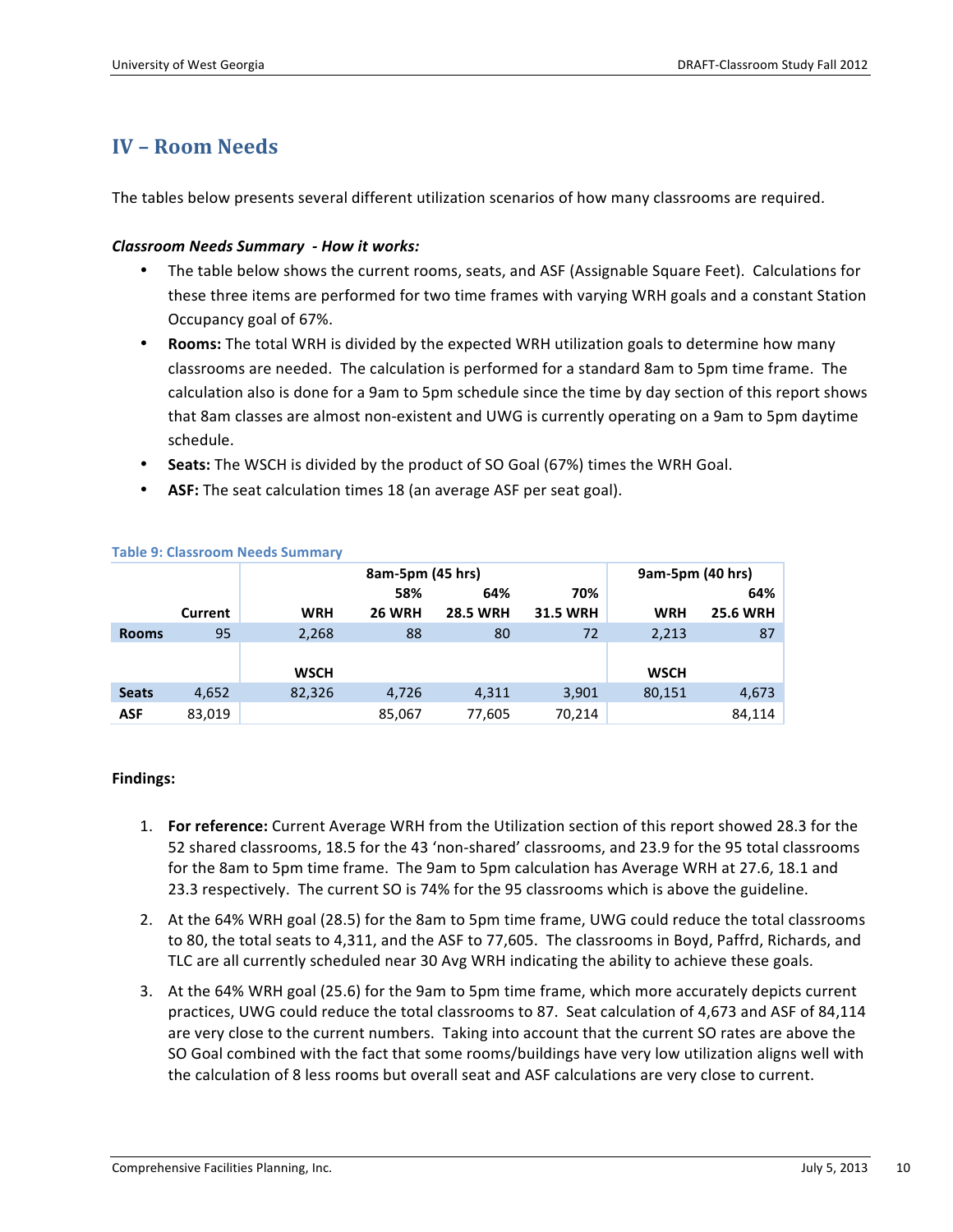## IV – Room Needs

The tables below presents several different utilization scenarios of how many classrooms are required.

***Classroom Needs Summary - How it works:***

- The table below shows the current rooms, seats, and ASF (Assignable Square Feet). Calculations for these three items are performed for two time frames with varying WRH goals and a constant Station Occupancy goal of 67%.
- **Rooms:** The total WRH is divided by the expected WRH utilization goals to determine how many classrooms are needed. The calculation is performed for a standard 8am to 5pm time frame. The calculation also is done for a 9am to 5pm schedule since the time by day section of this report shows that 8am classes are almost non-existent and UWG is currently operating on a 9am to 5pm daytime schedule.
- **Seats:** The WSCH is divided by the product of SO Goal (67%) times the WRH Goal.
- **ASF:** The seat calculation times 18 (an average ASF per seat goal).

**Table 9: Classroom Needs Summary**

| | | 8am-5pm (45 hrs) | | | | 9am-5pm (40 hrs) | |
|---|---|---|---|---|---|---|---|
| | | | 58% | 64% | 70% | | 64% |
| | Current | WRH | 26 WRH | 28.5 WRH | 31.5 WRH | WRH | 25.6 WRH |
| **Rooms** | 95 | 2,268 | 88 | 80 | 72 | 2,213 | 87 |
| | | WSCH | | | | WSCH | |
| **Seats** | 4,652 | 82,326 | 4,726 | 4,311 | 3,901 | 80,151 | 4,673 |
| **ASF** | 83,019 | | 85,067 | 77,605 | 70,214 | | 84,114 |

**Findings:**

1. **For reference:** Current Average WRH from the Utilization section of this report showed 28.3 for the 52 shared classrooms, 18.5 for the 43 'non-shared' classrooms, and 23.9 for the 95 total classrooms for the 8am to 5pm time frame. The 9am to 5pm calculation has Average WRH at 27.6, 18.1 and 23.3 respectively. The current SO is 74% for the 95 classrooms which is above the guideline.
2. At the 64% WRH goal (28.5) for the 8am to 5pm time frame, UWG could reduce the total classrooms to 80, the total seats to 4,311, and the ASF to 77,605. The classrooms in Boyd, Paffrd, Richards, and TLC are all currently scheduled near 30 Avg WRH indicating the ability to achieve these goals.
3. At the 64% WRH goal (25.6) for the 9am to 5pm time frame, which more accurately depicts current practices, UWG could reduce the total classrooms to 87. Seat calculation of 4,673 and ASF of 84,114 are very close to the current numbers. Taking into account that the current SO rates are above the SO Goal combined with the fact that some rooms/buildings have very low utilization aligns well with the calculation of 8 less rooms but overall seat and ASF calculations are very close to current.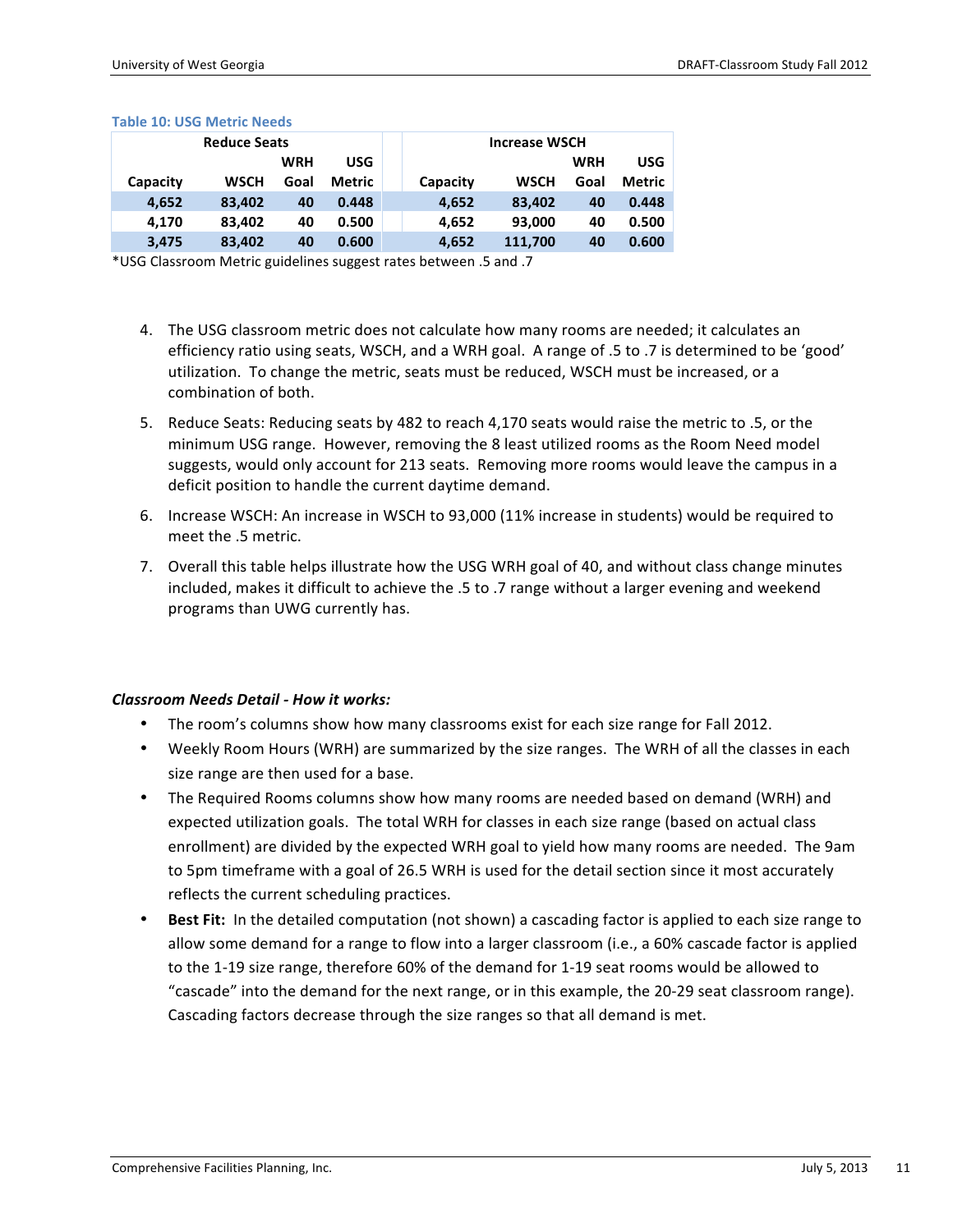Table 10: USG Metric Needs

| Reduce Seats | | | | | Increase WSCH | | | |
|---|---|---|---|---|---|---|---|---|
| Capacity | WSCH | WRH Goal | USG Metric | | Capacity | WSCH | WRH Goal | USG Metric |
| 4,652 | 83,402 | 40 | 0.448 | | 4,652 | 83,402 | 40 | 0.448 |
| 4,170 | 83,402 | 40 | 0.500 | | 4,652 | 93,000 | 40 | 0.500 |
| 3,475 | 83,402 | 40 | 0.600 | | 4,652 | 111,700 | 40 | 0.600 |

*USG Classroom Metric guidelines suggest rates between .5 and .7

4. The USG classroom metric does not calculate how many rooms are needed; it calculates an efficiency ratio using seats, WSCH, and a WRH goal. A range of .5 to .7 is determined to be 'good' utilization. To change the metric, seats must be reduced, WSCH must be increased, or a combination of both.
5. Reduce Seats: Reducing seats by 482 to reach 4,170 seats would raise the metric to .5, or the minimum USG range. However, removing the 8 least utilized rooms as the Room Need model suggests, would only account for 213 seats. Removing more rooms would leave the campus in a deficit position to handle the current daytime demand.
6. Increase WSCH: An increase in WSCH to 93,000 (11% increase in students) would be required to meet the .5 metric.
7. Overall this table helps illustrate how the USG WRH goal of 40, and without class change minutes included, makes it difficult to achieve the .5 to .7 range without a larger evening and weekend programs than UWG currently has.

***Classroom Needs Detail - How it works:***

- The room's columns show how many classrooms exist for each size range for Fall 2012.
- Weekly Room Hours (WRH) are summarized by the size ranges. The WRH of all the classes in each size range are then used for a base.
- The Required Rooms columns show how many rooms are needed based on demand (WRH) and expected utilization goals. The total WRH for classes in each size range (based on actual class enrollment) are divided by the expected WRH goal to yield how many rooms are needed. The 9am to 5pm timeframe with a goal of 26.5 WRH is used for the detail section since it most accurately reflects the current scheduling practices.
- **Best Fit:** In the detailed computation (not shown) a cascading factor is applied to each size range to allow some demand for a range to flow into a larger classroom (i.e., a 60% cascade factor is applied to the 1-19 size range, therefore 60% of the demand for 1-19 seat rooms would be allowed to "cascade" into the demand for the next range, or in this example, the 20-29 seat classroom range). Cascading factors decrease through the size ranges so that all demand is met.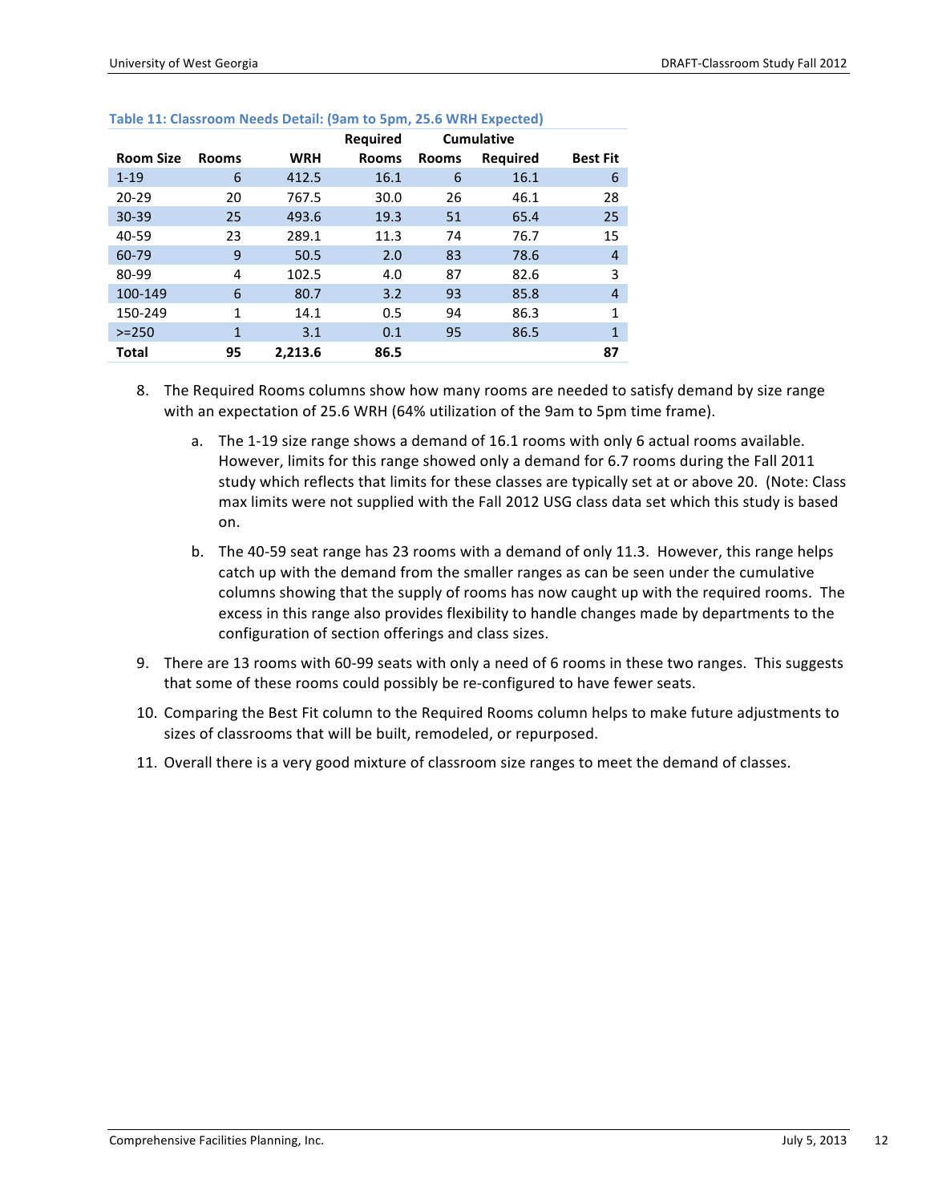**Table 11: Classroom Needs Detail: (9am to 5pm, 25.6 WRH Expected)**

| Room Size | Rooms | WRH | Required Rooms | Cumulative Rooms | Cumulative Required | Best Fit |
|---|---|---|---|---|---|---|
| 1-19 | 6 | 412.5 | 16.1 | 6 | 16.1 | 6 |
| 20-29 | 20 | 767.5 | 30.0 | 26 | 46.1 | 28 |
| 30-39 | 25 | 493.6 | 19.3 | 51 | 65.4 | 25 |
| 40-59 | 23 | 289.1 | 11.3 | 74 | 76.7 | 15 |
| 60-79 | 9 | 50.5 | 2.0 | 83 | 78.6 | 4 |
| 80-99 | 4 | 102.5 | 4.0 | 87 | 82.6 | 3 |
| 100-149 | 6 | 80.7 | 3.2 | 93 | 85.8 | 4 |
| 150-249 | 1 | 14.1 | 0.5 | 94 | 86.3 | 1 |
| >=250 | 1 | 3.1 | 0.1 | 95 | 86.5 | 1 |
| **Total** | **95** | **2,213.6** | **86.5** | | | **87** |

8. The Required Rooms columns show how many rooms are needed to satisfy demand by size range with an expectation of 25.6 WRH (64% utilization of the 9am to 5pm time frame).

    a. The 1-19 size range shows a demand of 16.1 rooms with only 6 actual rooms available. However, limits for this range showed only a demand for 6.7 rooms during the Fall 2011 study which reflects that limits for these classes are typically set at or above 20. (Note: Class max limits were not supplied with the Fall 2012 USG class data set which this study is based on.

    b. The 40-59 seat range has 23 rooms with a demand of only 11.3. However, this range helps catch up with the demand from the smaller ranges as can be seen under the cumulative columns showing that the supply of rooms has now caught up with the required rooms. The excess in this range also provides flexibility to handle changes made by departments to the configuration of section offerings and class sizes.

9. There are 13 rooms with 60-99 seats with only a need of 6 rooms in these two ranges. This suggests that some of these rooms could possibly be re-configured to have fewer seats.

10. Comparing the Best Fit column to the Required Rooms column helps to make future adjustments to sizes of classrooms that will be built, remodeled, or repurposed.

11. Overall there is a very good mixture of classroom size ranges to meet the demand of classes.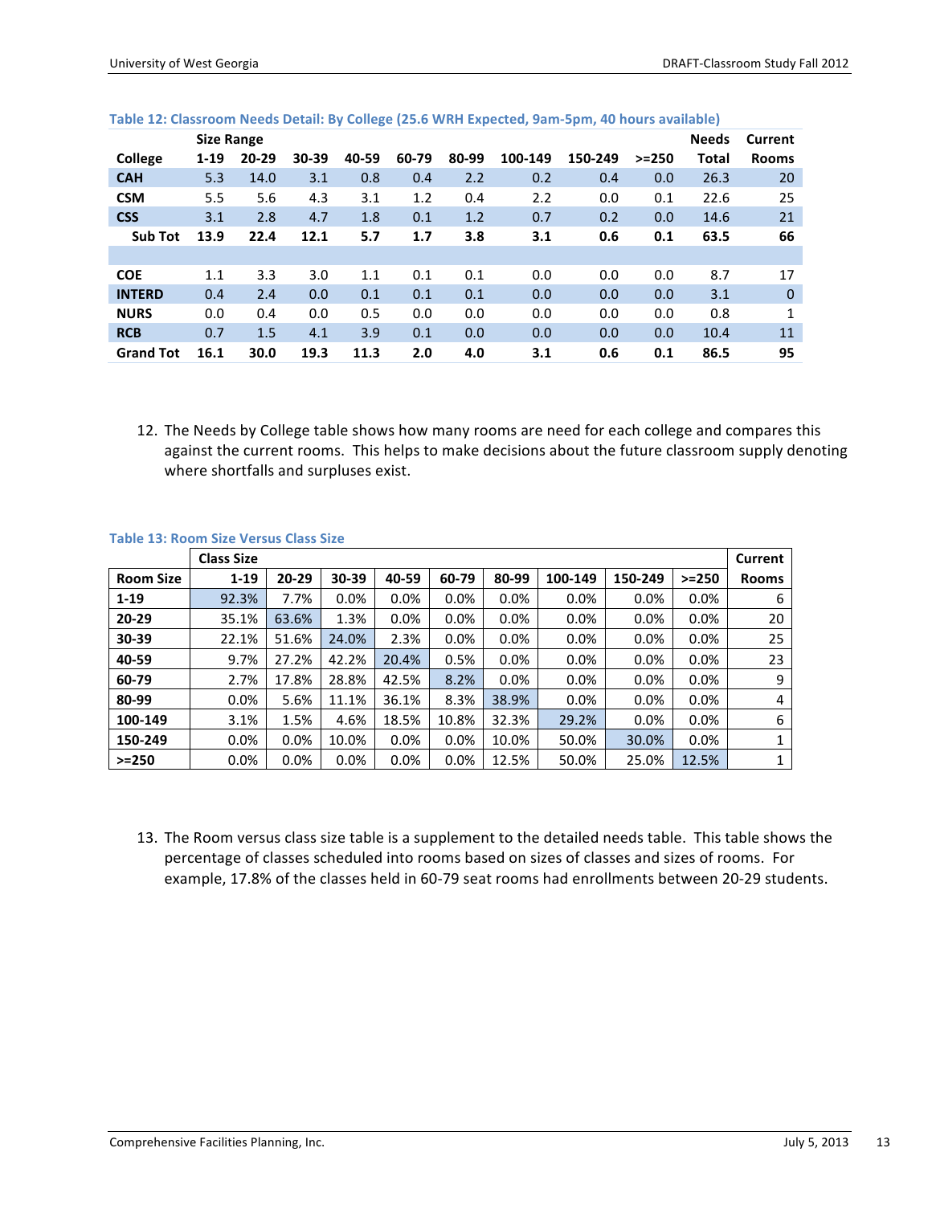**Table 12: Classroom Needs Detail: By College (25.6 WRH Expected, 9am-5pm, 40 hours available)**

| | Size Range | | | | | | | | | Needs | Current |
|---|---|---|---|---|---|---|---|---|---|---|---|
| **College** | **1-19** | **20-29** | **30-39** | **40-59** | **60-79** | **80-99** | **100-149** | **150-249** | **>=250** | **Total** | **Rooms** |
| **CAH** | 5.3 | 14.0 | 3.1 | 0.8 | 0.4 | 2.2 | 0.2 | 0.4 | 0.0 | 26.3 | 20 |
| **CSM** | 5.5 | 5.6 | 4.3 | 3.1 | 1.2 | 0.4 | 2.2 | 0.0 | 0.1 | 22.6 | 25 |
| **CSS** | 3.1 | 2.8 | 4.7 | 1.8 | 0.1 | 1.2 | 0.7 | 0.2 | 0.0 | 14.6 | 21 |
| **Sub Tot** | **13.9** | **22.4** | **12.1** | **5.7** | **1.7** | **3.8** | **3.1** | **0.6** | **0.1** | **63.5** | **66** |
| | | | | | | | | | | | |
| **COE** | 1.1 | 3.3 | 3.0 | 1.1 | 0.1 | 0.1 | 0.0 | 0.0 | 0.0 | 8.7 | 17 |
| **INTERD** | 0.4 | 2.4 | 0.0 | 0.1 | 0.1 | 0.1 | 0.0 | 0.0 | 0.0 | 3.1 | 0 |
| **NURS** | 0.0 | 0.4 | 0.0 | 0.5 | 0.0 | 0.0 | 0.0 | 0.0 | 0.0 | 0.8 | 1 |
| **RCB** | 0.7 | 1.5 | 4.1 | 3.9 | 0.1 | 0.0 | 0.0 | 0.0 | 0.0 | 10.4 | 11 |
| **Grand Tot** | **16.1** | **30.0** | **19.3** | **11.3** | **2.0** | **4.0** | **3.1** | **0.6** | **0.1** | **86.5** | **95** |

12. The Needs by College table shows how many rooms are need for each college and compares this against the current rooms. This helps to make decisions about the future classroom supply denoting where shortfalls and surpluses exist.

**Table 13: Room Size Versus Class Size**

| | Class Size | | | | | | | | | Current |
|---|---|---|---|---|---|---|---|---|---|---|
| **Room Size** | **1-19** | **20-29** | **30-39** | **40-59** | **60-79** | **80-99** | **100-149** | **150-249** | **>=250** | **Rooms** |
| **1-19** | 92.3% | 7.7% | 0.0% | 0.0% | 0.0% | 0.0% | 0.0% | 0.0% | 0.0% | 6 |
| **20-29** | 35.1% | 63.6% | 1.3% | 0.0% | 0.0% | 0.0% | 0.0% | 0.0% | 0.0% | 20 |
| **30-39** | 22.1% | 51.6% | 24.0% | 2.3% | 0.0% | 0.0% | 0.0% | 0.0% | 0.0% | 25 |
| **40-59** | 9.7% | 27.2% | 42.2% | 20.4% | 0.5% | 0.0% | 0.0% | 0.0% | 0.0% | 23 |
| **60-79** | 2.7% | 17.8% | 28.8% | 42.5% | 8.2% | 0.0% | 0.0% | 0.0% | 0.0% | 9 |
| **80-99** | 0.0% | 5.6% | 11.1% | 36.1% | 8.3% | 38.9% | 0.0% | 0.0% | 0.0% | 4 |
| **100-149** | 3.1% | 1.5% | 4.6% | 18.5% | 10.8% | 32.3% | 29.2% | 0.0% | 0.0% | 6 |
| **150-249** | 0.0% | 0.0% | 10.0% | 0.0% | 0.0% | 10.0% | 50.0% | 30.0% | 0.0% | 1 |
| **>=250** | 0.0% | 0.0% | 0.0% | 0.0% | 0.0% | 12.5% | 50.0% | 25.0% | 12.5% | 1 |

13. The Room versus class size table is a supplement to the detailed needs table. This table shows the percentage of classes scheduled into rooms based on sizes of classes and sizes of rooms. For example, 17.8% of the classes held in 60-79 seat rooms had enrollments between 20-29 students.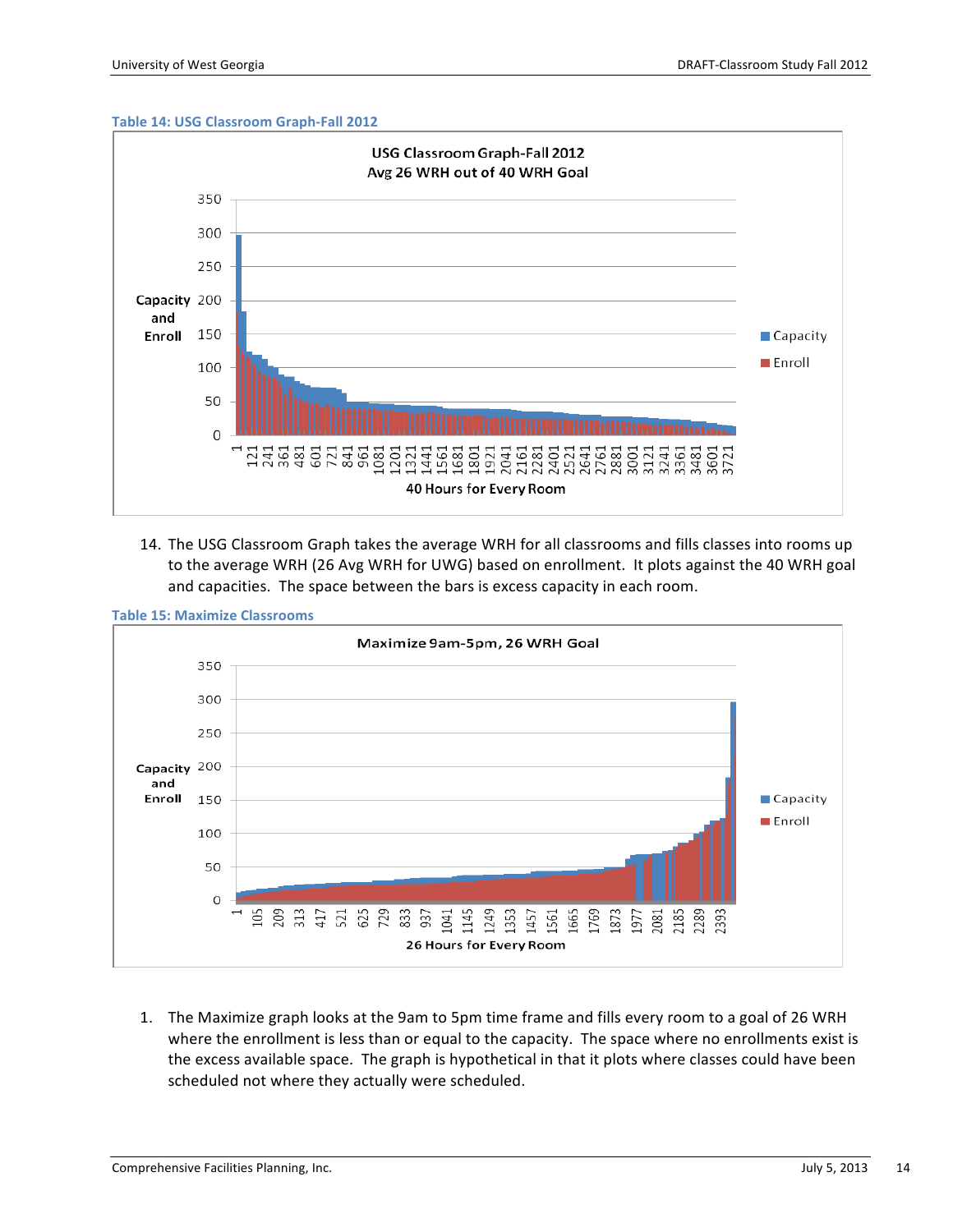**Table 14: USG Classroom Graph-Fall 2012**

14. The USG Classroom Graph takes the average WRH for all classrooms and fills classes into rooms up to the average WRH (26 Avg WRH for UWG) based on enrollment. It plots against the 40 WRH goal and capacities. The space between the bars is excess capacity in each room.

**Table 15: Maximize Classrooms**

1. The Maximize graph looks at the 9am to 5pm time frame and fills every room to a goal of 26 WRH where the enrollment is less than or equal to the capacity. The space where no enrollments exist is the excess available space. The graph is hypothetical in that it plots where classes could have been scheduled not where they actually were scheduled.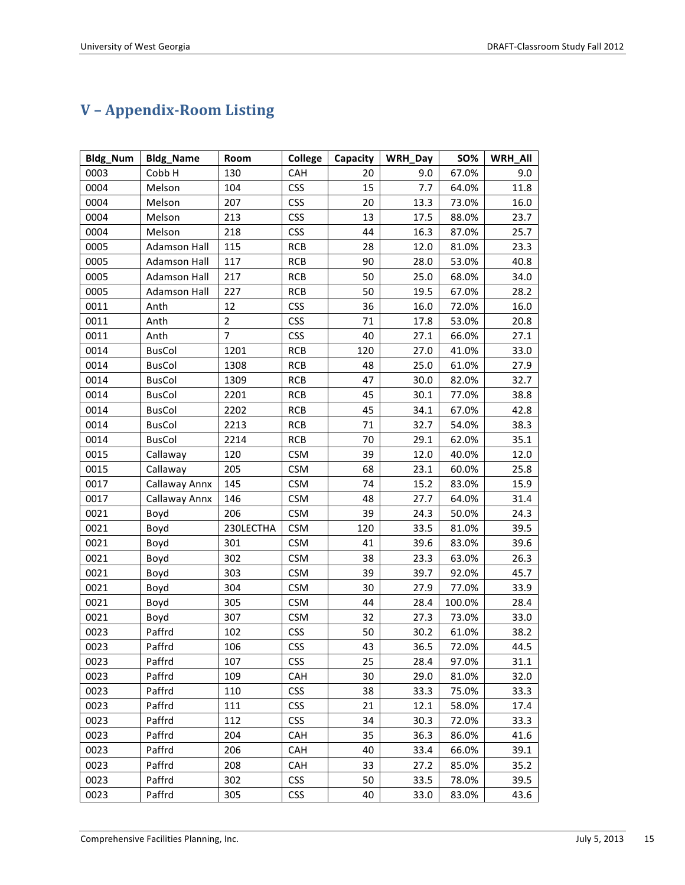## V – Appendix-Room Listing

| Bldg_Num | Bldg_Name | Room | College | Capacity | WRH_Day | SO% | WRH_All |
|---|---|---|---|---|---|---|---|
| 0003 | Cobb H | 130 | CAH | 20 | 9.0 | 67.0% | 9.0 |
| 0004 | Melson | 104 | CSS | 15 | 7.7 | 64.0% | 11.8 |
| 0004 | Melson | 207 | CSS | 20 | 13.3 | 73.0% | 16.0 |
| 0004 | Melson | 213 | CSS | 13 | 17.5 | 88.0% | 23.7 |
| 0004 | Melson | 218 | CSS | 44 | 16.3 | 87.0% | 25.7 |
| 0005 | Adamson Hall | 115 | RCB | 28 | 12.0 | 81.0% | 23.3 |
| 0005 | Adamson Hall | 117 | RCB | 90 | 28.0 | 53.0% | 40.8 |
| 0005 | Adamson Hall | 217 | RCB | 50 | 25.0 | 68.0% | 34.0 |
| 0005 | Adamson Hall | 227 | RCB | 50 | 19.5 | 67.0% | 28.2 |
| 0011 | Anth | 12 | CSS | 36 | 16.0 | 72.0% | 16.0 |
| 0011 | Anth | 2 | CSS | 71 | 17.8 | 53.0% | 20.8 |
| 0011 | Anth | 7 | CSS | 40 | 27.1 | 66.0% | 27.1 |
| 0014 | BusCol | 1201 | RCB | 120 | 27.0 | 41.0% | 33.0 |
| 0014 | BusCol | 1308 | RCB | 48 | 25.0 | 61.0% | 27.9 |
| 0014 | BusCol | 1309 | RCB | 47 | 30.0 | 82.0% | 32.7 |
| 0014 | BusCol | 2201 | RCB | 45 | 30.1 | 77.0% | 38.8 |
| 0014 | BusCol | 2202 | RCB | 45 | 34.1 | 67.0% | 42.8 |
| 0014 | BusCol | 2213 | RCB | 71 | 32.7 | 54.0% | 38.3 |
| 0014 | BusCol | 2214 | RCB | 70 | 29.1 | 62.0% | 35.1 |
| 0015 | Callaway | 120 | CSM | 39 | 12.0 | 40.0% | 12.0 |
| 0015 | Callaway | 205 | CSM | 68 | 23.1 | 60.0% | 25.8 |
| 0017 | Callaway Annx | 145 | CSM | 74 | 15.2 | 83.0% | 15.9 |
| 0017 | Callaway Annx | 146 | CSM | 48 | 27.7 | 64.0% | 31.4 |
| 0021 | Boyd | 206 | CSM | 39 | 24.3 | 50.0% | 24.3 |
| 0021 | Boyd | 230LECTHA | CSM | 120 | 33.5 | 81.0% | 39.5 |
| 0021 | Boyd | 301 | CSM | 41 | 39.6 | 83.0% | 39.6 |
| 0021 | Boyd | 302 | CSM | 38 | 23.3 | 63.0% | 26.3 |
| 0021 | Boyd | 303 | CSM | 39 | 39.7 | 92.0% | 45.7 |
| 0021 | Boyd | 304 | CSM | 30 | 27.9 | 77.0% | 33.9 |
| 0021 | Boyd | 305 | CSM | 44 | 28.4 | 100.0% | 28.4 |
| 0021 | Boyd | 307 | CSM | 32 | 27.3 | 73.0% | 33.0 |
| 0023 | Paffrd | 102 | CSS | 50 | 30.2 | 61.0% | 38.2 |
| 0023 | Paffrd | 106 | CSS | 43 | 36.5 | 72.0% | 44.5 |
| 0023 | Paffrd | 107 | CSS | 25 | 28.4 | 97.0% | 31.1 |
| 0023 | Paffrd | 109 | CAH | 30 | 29.0 | 81.0% | 32.0 |
| 0023 | Paffrd | 110 | CSS | 38 | 33.3 | 75.0% | 33.3 |
| 0023 | Paffrd | 111 | CSS | 21 | 12.1 | 58.0% | 17.4 |
| 0023 | Paffrd | 112 | CSS | 34 | 30.3 | 72.0% | 33.3 |
| 0023 | Paffrd | 204 | CAH | 35 | 36.3 | 86.0% | 41.6 |
| 0023 | Paffrd | 206 | CAH | 40 | 33.4 | 66.0% | 39.1 |
| 0023 | Paffrd | 208 | CAH | 33 | 27.2 | 85.0% | 35.2 |
| 0023 | Paffrd | 302 | CSS | 50 | 33.5 | 78.0% | 39.5 |
| 0023 | Paffrd | 305 | CSS | 40 | 33.0 | 83.0% | 43.6 |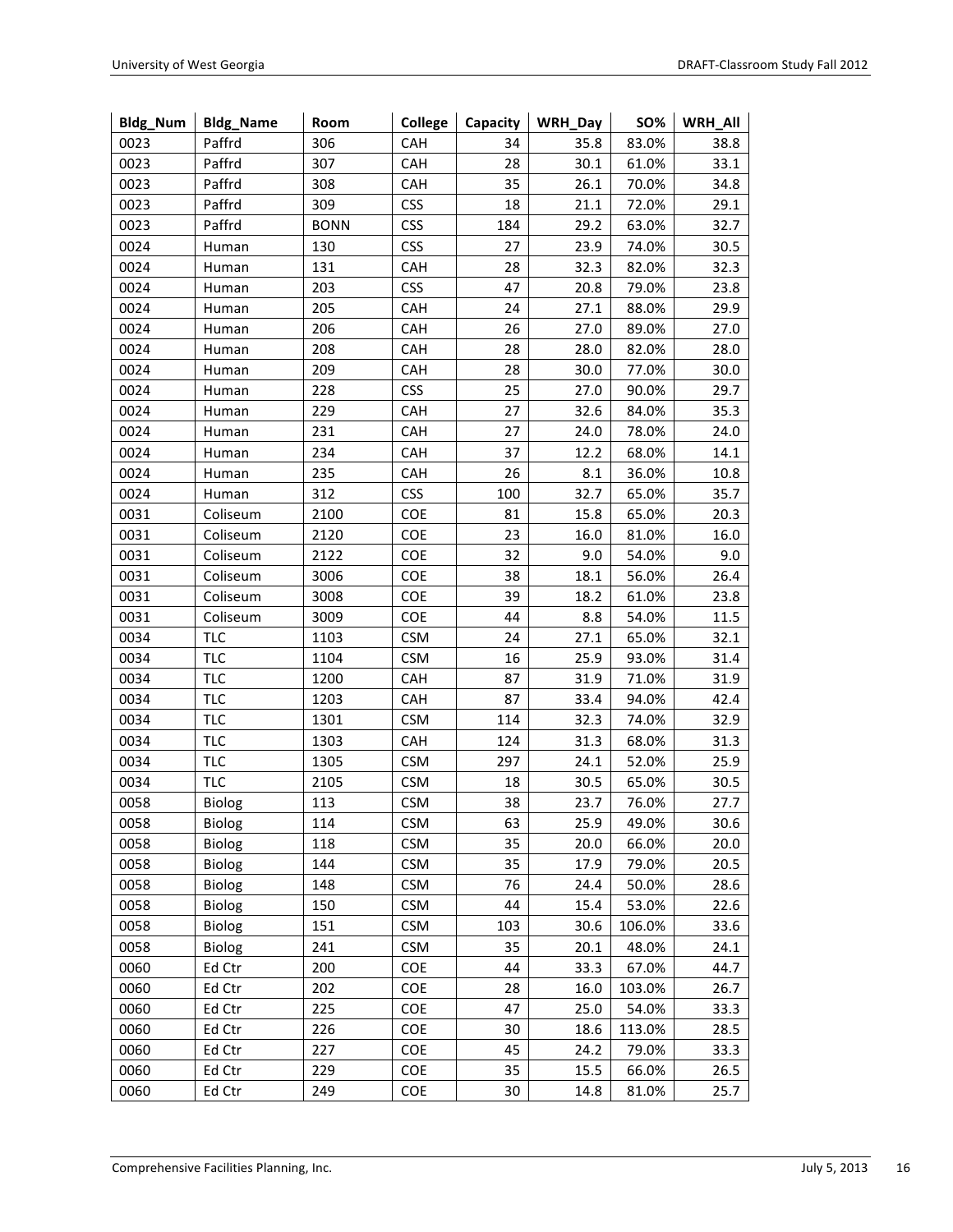| Bldg_Num | Bldg_Name | Room | College | Capacity | WRH_Day | SO% | WRH_All |
|---|---|---|---|---|---|---|---|
| 0023 | Paffrd | 306 | CAH | 34 | 35.8 | 83.0% | 38.8 |
| 0023 | Paffrd | 307 | CAH | 28 | 30.1 | 61.0% | 33.1 |
| 0023 | Paffrd | 308 | CAH | 35 | 26.1 | 70.0% | 34.8 |
| 0023 | Paffrd | 309 | CSS | 18 | 21.1 | 72.0% | 29.1 |
| 0023 | Paffrd | BONN | CSS | 184 | 29.2 | 63.0% | 32.7 |
| 0024 | Human | 130 | CSS | 27 | 23.9 | 74.0% | 30.5 |
| 0024 | Human | 131 | CAH | 28 | 32.3 | 82.0% | 32.3 |
| 0024 | Human | 203 | CSS | 47 | 20.8 | 79.0% | 23.8 |
| 0024 | Human | 205 | CAH | 24 | 27.1 | 88.0% | 29.9 |
| 0024 | Human | 206 | CAH | 26 | 27.0 | 89.0% | 27.0 |
| 0024 | Human | 208 | CAH | 28 | 28.0 | 82.0% | 28.0 |
| 0024 | Human | 209 | CAH | 28 | 30.0 | 77.0% | 30.0 |
| 0024 | Human | 228 | CSS | 25 | 27.0 | 90.0% | 29.7 |
| 0024 | Human | 229 | CAH | 27 | 32.6 | 84.0% | 35.3 |
| 0024 | Human | 231 | CAH | 27 | 24.0 | 78.0% | 24.0 |
| 0024 | Human | 234 | CAH | 37 | 12.2 | 68.0% | 14.1 |
| 0024 | Human | 235 | CAH | 26 | 8.1 | 36.0% | 10.8 |
| 0024 | Human | 312 | CSS | 100 | 32.7 | 65.0% | 35.7 |
| 0031 | Coliseum | 2100 | COE | 81 | 15.8 | 65.0% | 20.3 |
| 0031 | Coliseum | 2120 | COE | 23 | 16.0 | 81.0% | 16.0 |
| 0031 | Coliseum | 2122 | COE | 32 | 9.0 | 54.0% | 9.0 |
| 0031 | Coliseum | 3006 | COE | 38 | 18.1 | 56.0% | 26.4 |
| 0031 | Coliseum | 3008 | COE | 39 | 18.2 | 61.0% | 23.8 |
| 0031 | Coliseum | 3009 | COE | 44 | 8.8 | 54.0% | 11.5 |
| 0034 | TLC | 1103 | CSM | 24 | 27.1 | 65.0% | 32.1 |
| 0034 | TLC | 1104 | CSM | 16 | 25.9 | 93.0% | 31.4 |
| 0034 | TLC | 1200 | CAH | 87 | 31.9 | 71.0% | 31.9 |
| 0034 | TLC | 1203 | CAH | 87 | 33.4 | 94.0% | 42.4 |
| 0034 | TLC | 1301 | CSM | 114 | 32.3 | 74.0% | 32.9 |
| 0034 | TLC | 1303 | CAH | 124 | 31.3 | 68.0% | 31.3 |
| 0034 | TLC | 1305 | CSM | 297 | 24.1 | 52.0% | 25.9 |
| 0034 | TLC | 2105 | CSM | 18 | 30.5 | 65.0% | 30.5 |
| 0058 | Biolog | 113 | CSM | 38 | 23.7 | 76.0% | 27.7 |
| 0058 | Biolog | 114 | CSM | 63 | 25.9 | 49.0% | 30.6 |
| 0058 | Biolog | 118 | CSM | 35 | 20.0 | 66.0% | 20.0 |
| 0058 | Biolog | 144 | CSM | 35 | 17.9 | 79.0% | 20.5 |
| 0058 | Biolog | 148 | CSM | 76 | 24.4 | 50.0% | 28.6 |
| 0058 | Biolog | 150 | CSM | 44 | 15.4 | 53.0% | 22.6 |
| 0058 | Biolog | 151 | CSM | 103 | 30.6 | 106.0% | 33.6 |
| 0058 | Biolog | 241 | CSM | 35 | 20.1 | 48.0% | 24.1 |
| 0060 | Ed Ctr | 200 | COE | 44 | 33.3 | 67.0% | 44.7 |
| 0060 | Ed Ctr | 202 | COE | 28 | 16.0 | 103.0% | 26.7 |
| 0060 | Ed Ctr | 225 | COE | 47 | 25.0 | 54.0% | 33.3 |
| 0060 | Ed Ctr | 226 | COE | 30 | 18.6 | 113.0% | 28.5 |
| 0060 | Ed Ctr | 227 | COE | 45 | 24.2 | 79.0% | 33.3 |
| 0060 | Ed Ctr | 229 | COE | 35 | 15.5 | 66.0% | 26.5 |
| 0060 | Ed Ctr | 249 | COE | 30 | 14.8 | 81.0% | 25.7 |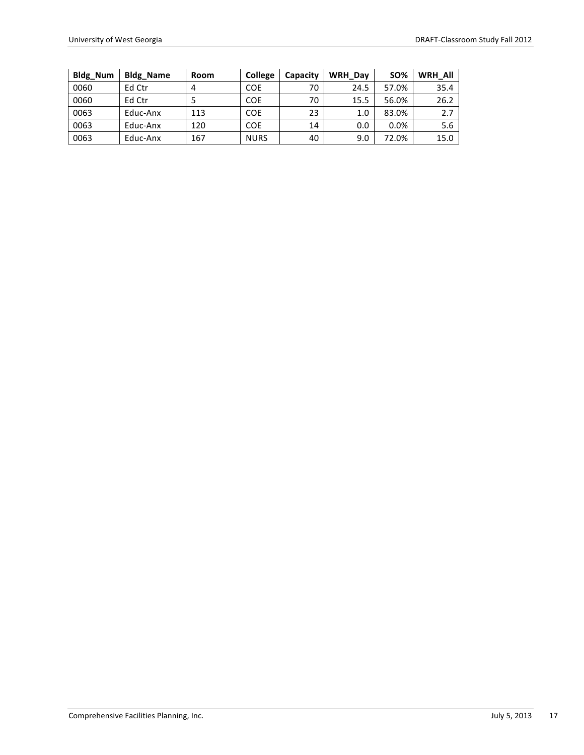| Bldg_Num | Bldg_Name | Room | College | Capacity | WRH_Day | SO% | WRH_All |
|---|---|---|---|---|---|---|---|
| 0060 | Ed Ctr | 4 | COE | 70 | 24.5 | 57.0% | 35.4 |
| 0060 | Ed Ctr | 5 | COE | 70 | 15.5 | 56.0% | 26.2 |
| 0063 | Educ-Anx | 113 | COE | 23 | 1.0 | 83.0% | 2.7 |
| 0063 | Educ-Anx | 120 | COE | 14 | 0.0 | 0.0% | 5.6 |
| 0063 | Educ-Anx | 167 | NURS | 40 | 9.0 | 72.0% | 15.0 |